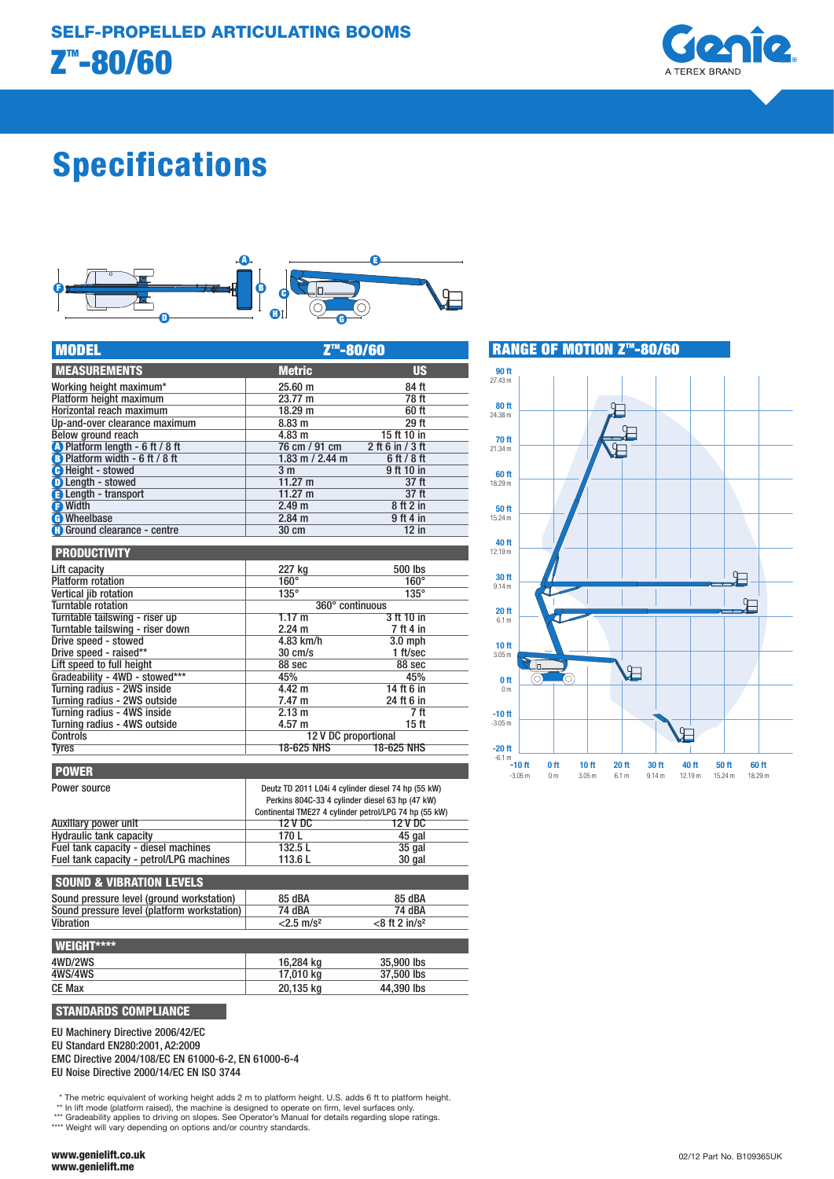# SELF-PROPELLED ARTICULATING BOOMS

# Z™-80/60

## Specifications

| MODEL | Z™-80/60 | |
|---|---|---|
| **MEASUREMENTS** | **Metric** | **US** |
| Working height maximum* | 25.60 m | 84 ft |
| Platform height maximum | 23.77 m | 78 ft |
| Horizontal reach maximum | 18.29 m | 60 ft |
| Up-and-over clearance maximum | 8.83 m | 29 ft |
| Below ground reach | 4.83 m | 15 ft 10 in |
| A Platform length - 6 ft / 8 ft | 76 cm / 91 cm | 2 ft 6 in / 3 ft |
| B Platform width - 6 ft / 8 ft | 1.83 m / 2.44 m | 6 ft / 8 ft |
| C Height - stowed | 3 m | 9 ft 10 in |
| D Length - stowed | 11.27 m | 37 ft |
| E Length - transport | 11.27 m | 37 ft |
| F Width | 2.49 m | 8 ft 2 in |
| G Wheelbase | 2.84 m | 9 ft 4 in |
| H Ground clearance - centre | 30 cm | 12 in |

| PRODUCTIVITY | | |
|---|---|---|
| Lift capacity | 227 kg | 500 lbs |
| Platform rotation | 160° | 160° |
| Vertical jib rotation | 135° | 135° |
| Turntable rotation | 360° continuous | |
| Turntable tailswing - riser up | 1.17 m | 3 ft 10 in |
| Turntable tailswing - riser down | 2.24 m | 7 ft 4 in |
| Drive speed - stowed | 4.83 km/h | 3.0 mph |
| Drive speed - raised** | 30 cm/s | 1 ft/sec |
| Lift speed to full height | 88 sec | 88 sec |
| Gradeability - 4WD - stowed*** | 45% | 45% |
| Turning radius - 2WS inside | 4.42 m | 14 ft 6 in |
| Turning radius - 2WS outside | 7.47 m | 24 ft 6 in |
| Turning radius - 4WS inside | 2.13 m | 7 ft |
| Turning radius - 4WS outside | 4.57 m | 15 ft |
| Controls | 12 V DC proportional | |
| Tyres | 18-625 NHS | 18-625 NHS |

| POWER | | |
|---|---|---|
| Power source | Deutz TD 2011 L04i 4 cylinder diesel 74 hp (55 kW)<br>Perkins 804C-33 4 cylinder diesel 63 hp (47 kW)<br>Continental TME27 4 cylinder petrol/LPG 74 hp (55 kW) | |
| Auxiliary power unit | 12 V DC | 12 V DC |
| Hydraulic tank capacity | 170 L | 45 gal |
| Fuel tank capacity - diesel machines | 132.5 L | 35 gal |
| Fuel tank capacity - petrol/LPG machines | 113.6 L | 30 gal |

| SOUND & VIBRATION LEVELS | | |
|---|---|---|
| Sound pressure level (ground workstation) | 85 dBA | 85 dBA |
| Sound pressure level (platform workstation) | 74 dBA | 74 dBA |
| Vibration | <2.5 m/s² | <8 ft 2 in/s² |

| WEIGHT**** | | |
|---|---|---|
| 4WD/2WS | 16,284 kg | 35,900 lbs |
| 4WS/4WS | 17,010 kg | 37,500 lbs |
| CE Max | 20,135 kg | 44,390 lbs |

### STANDARDS COMPLIANCE

EU Machinery Directive 2006/42/EC
EU Standard EN280:2001, A2:2009
EMC Directive 2004/108/EC EN 61000-6-2, EN 61000-6-4
EU Noise Directive 2000/14/EC EN ISO 3744

### RANGE OF MOTION Z™-80/60

\* The metric equivalent of working height adds 2 m to platform height. U.S. adds 6 ft to platform height.
\*\* In lift mode (platform raised), the machine is designed to operate on firm, level surfaces only.
\*\*\* Gradeability applies to driving on slopes. See Operator's Manual for details regarding slope ratings.
\*\*\*\* Weight will vary depending on options and/or country standards.

www.genielift.co.uk
www.genielift.me

02/12 Part No. B109365UK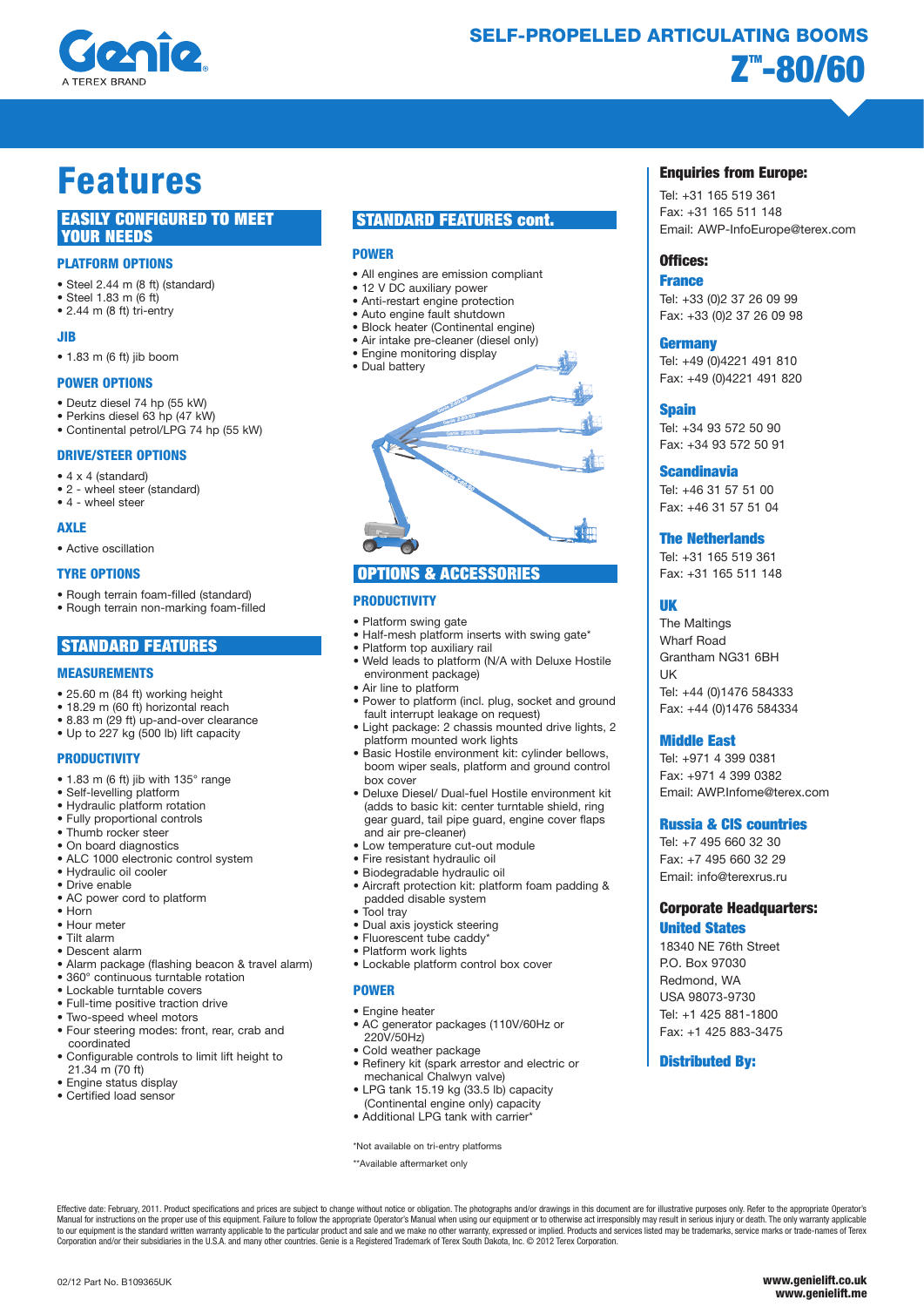# SELF-PROPELLED ARTICULATING BOOMS

# Z™-80/60

# Features

## EASILY CONFIGURED TO MEET YOUR NEEDS

### PLATFORM OPTIONS

- Steel 2.44 m (8 ft) (standard)
- Steel 1.83 m (6 ft)
- 2.44 m (8 ft) tri-entry

### JIB

- 1.83 m (6 ft) jib boom

### POWER OPTIONS

- Deutz diesel 74 hp (55 kW)
- Perkins diesel 63 hp (47 kW)
- Continental petrol/LPG 74 hp (55 kW)

### DRIVE/STEER OPTIONS

- 4 x 4 (standard)
- 2 - wheel steer (standard)
- 4 - wheel steer

### AXLE

- Active oscillation

### TYRE OPTIONS

- Rough terrain foam-filled (standard)
- Rough terrain non-marking foam-filled

## STANDARD FEATURES

### MEASUREMENTS

- 25.60 m (84 ft) working height
- 18.29 m (60 ft) horizontal reach
- 8.83 m (29 ft) up-and-over clearance
- Up to 227 kg (500 lb) lift capacity

### PRODUCTIVITY

- 1.83 m (6 ft) jib with 135° range
- Self-levelling platform
- Hydraulic platform rotation
- Fully proportional controls
- Thumb rocker steer
- On board diagnostics
- ALC 1000 electronic control system
- Hydraulic oil cooler
- Drive enable
- AC power cord to platform
- Horn
- Hour meter
- Tilt alarm
- Descent alarm
- Alarm package (flashing beacon & travel alarm)
- 360° continuous turntable rotation
- Lockable turntable covers
- Full-time positive traction drive
- Two-speed wheel motors
- Four steering modes: front, rear, crab and coordinated
- Configurable controls to limit lift height to 21.34 m (70 ft)
- Engine status display
- Certified load sensor

## STANDARD FEATURES cont.

### POWER

- All engines are emission compliant
- 12 V DC auxiliary power
- Anti-restart engine protection
- Auto engine fault shutdown
- Block heater (Continental engine)
- Air intake pre-cleaner (diesel only)
- Engine monitoring display
- Dual battery

## OPTIONS & ACCESSORIES

### PRODUCTIVITY

- Platform swing gate
- Half-mesh platform inserts with swing gate*
- Platform top auxiliary rail
- Weld leads to platform (N/A with Deluxe Hostile environment package)
- Air line to platform
- Power to platform (incl. plug, socket and ground fault interrupt leakage on request)
- Light package: 2 chassis mounted drive lights, 2 platform mounted work lights
- Basic Hostile environment kit: cylinder bellows, boom wiper seals, platform and ground control box cover
- Deluxe Diesel/ Dual-fuel Hostile environment kit (adds to basic kit: center turntable shield, ring gear guard, tail pipe guard, engine cover flaps and air pre-cleaner)
- Low temperature cut-out module
- Fire resistant hydraulic oil
- Biodegradable hydraulic oil
- Aircraft protection kit: platform foam padding & padded disable system
- Tool tray
- Dual axis joystick steering
- Fluorescent tube caddy*
- Platform work lights
- Lockable platform control box cover

### POWER

- Engine heater
- AC generator packages (110V/60Hz or 220V/50Hz)
- Cold weather package
- Refinery kit (spark arrestor and electric or mechanical Chalwyn valve)
- LPG tank 15.19 kg (33.5 lb) capacity (Continental engine only) capacity
- Additional LPG tank with carrier*

*Not available on tri-entry platforms

**Available aftermarket only

## Enquiries from Europe:

Tel: +31 165 519 361
Fax: +31 165 511 148
Email: AWP-InfoEurope@terex.com

## Offices:

### France

Tel: +33 (0)2 37 26 09 99
Fax: +33 (0)2 37 26 09 98

### Germany

Tel: +49 (0)4221 491 810
Fax: +49 (0)4221 491 820

### Spain

Tel: +34 93 572 50 90
Fax: +34 93 572 50 91

### Scandinavia

Tel: +46 31 57 51 00
Fax: +46 31 57 51 04

### The Netherlands

Tel: +31 165 519 361
Fax: +31 165 511 148

### UK

The Maltings
Wharf Road
Grantham NG31 6BH
UK
Tel: +44 (0)1476 584333
Fax: +44 (0)1476 584334

### Middle East

Tel: +971 4 399 0381
Fax: +971 4 399 0382
Email: AWP.Infome@terex.com

### Russia & CIS countries

Tel: +7 495 660 32 30
Fax: +7 495 660 32 29
Email: info@terexrus.ru

## Corporate Headquarters:

### United States

18340 NE 76th Street
P.O. Box 97030
Redmond, WA
USA 98073-9730
Tel: +1 425 881-1800
Fax: +1 425 883-3475

### Distributed By:

Effective date: February, 2011. Product specifications and prices are subject to change without notice or obligation. The photographs and/or drawings in this document are for illustrative purposes only. Refer to the appropriate Operator's Manual for instructions on the proper use of this equipment. Failure to follow the appropriate Operator's Manual when using our equipment or to otherwise act irresponsibly may result in serious injury or death. The only warranty applicable to our equipment is the standard written warranty applicable to the particular product and sale and we make no other warranty, expressed or implied. Products and services listed may be trademarks, service marks or trade-names of Terex Corporation and/or their subsidiaries in the U.S.A. and many other countries. Genie is a Registered Trademark of Terex South Dakota, Inc. © 2012 Terex Corporation.

02/12 Part No. B109365UK

www.genielift.co.uk
www.genielift.me